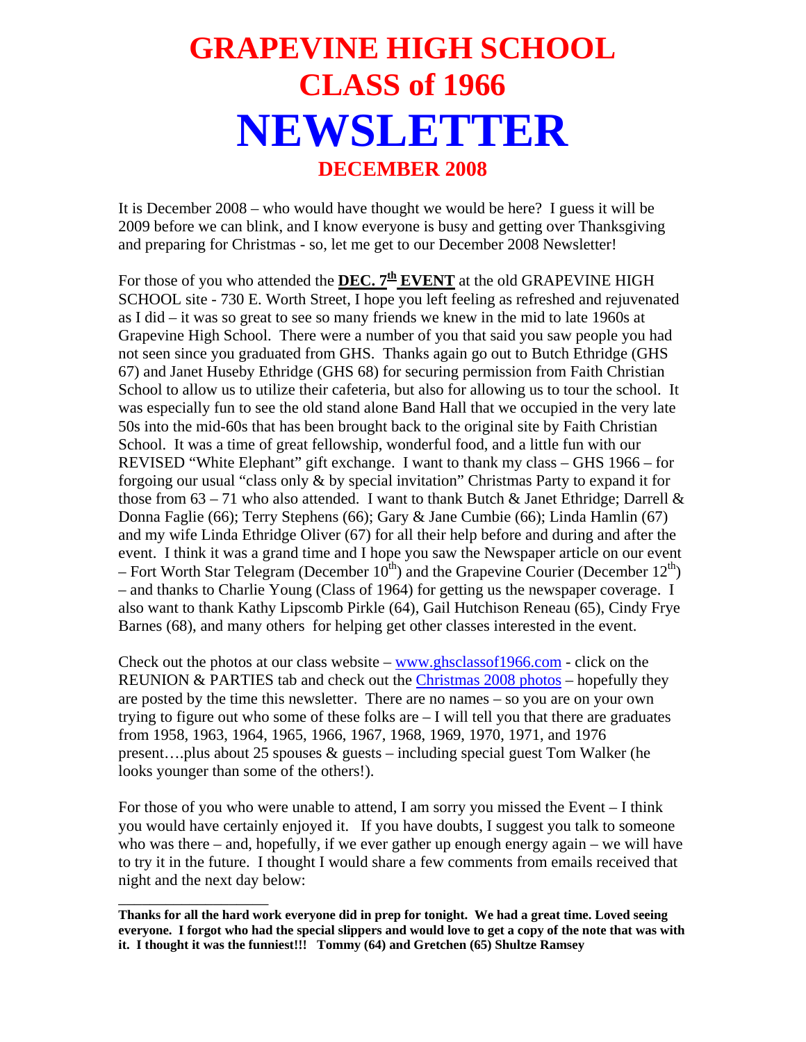# GRAPEVINE HIGH SCHOOL
# CLASS of 1966
# NEWSLETTER
## DECEMBER 2008

It is December 2008 – who would have thought we would be here? I guess it will be 2009 before we can blink, and I know everyone is busy and getting over Thanksgiving and preparing for Christmas - so, let me get to our December 2008 Newsletter!

For those of you who attended the **DEC. 7th EVENT** at the old GRAPEVINE HIGH SCHOOL site - 730 E. Worth Street, I hope you left feeling as refreshed and rejuvenated as I did – it was so great to see so many friends we knew in the mid to late 1960s at Grapevine High School. There were a number of you that said you saw people you had not seen since you graduated from GHS. Thanks again go out to Butch Ethridge (GHS 67) and Janet Huseby Ethridge (GHS 68) for securing permission from Faith Christian School to allow us to utilize their cafeteria, but also for allowing us to tour the school. It was especially fun to see the old stand alone Band Hall that we occupied in the very late 50s into the mid-60s that has been brought back to the original site by Faith Christian School. It was a time of great fellowship, wonderful food, and a little fun with our REVISED "White Elephant" gift exchange. I want to thank my class – GHS 1966 – for forgoing our usual "class only & by special invitation" Christmas Party to expand it for those from 63 – 71 who also attended. I want to thank Butch & Janet Ethridge; Darrell & Donna Faglie (66); Terry Stephens (66); Gary & Jane Cumbie (66); Linda Hamlin (67) and my wife Linda Ethridge Oliver (67) for all their help before and during and after the event. I think it was a grand time and I hope you saw the Newspaper article on our event – Fort Worth Star Telegram (December 10th) and the Grapevine Courier (December 12th) – and thanks to Charlie Young (Class of 1964) for getting us the newspaper coverage. I also want to thank Kathy Lipscomb Pirkle (64), Gail Hutchison Reneau (65), Cindy Frye Barnes (68), and many others for helping get other classes interested in the event.

Check out the photos at our class website – www.ghsclassof1966.com - click on the REUNION & PARTIES tab and check out the Christmas 2008 photos – hopefully they are posted by the time this newsletter. There are no names – so you are on your own trying to figure out who some of these folks are – I will tell you that there are graduates from 1958, 1963, 1964, 1965, 1966, 1967, 1968, 1969, 1970, 1971, and 1976 present….plus about 25 spouses & guests – including special guest Tom Walker (he looks younger than some of the others!).

For those of you who were unable to attend, I am sorry you missed the Event – I think you would have certainly enjoyed it. If you have doubts, I suggest you talk to someone who was there – and, hopefully, if we ever gather up enough energy again – we will have to try it in the future. I thought I would share a few comments from emails received that night and the next day below:

---

**Thanks for all the hard work everyone did in prep for tonight. We had a great time. Loved seeing everyone. I forgot who had the special slippers and would love to get a copy of the note that was with it. I thought it was the funniest!!! Tommy (64) and Gretchen (65) Shultze Ramsey**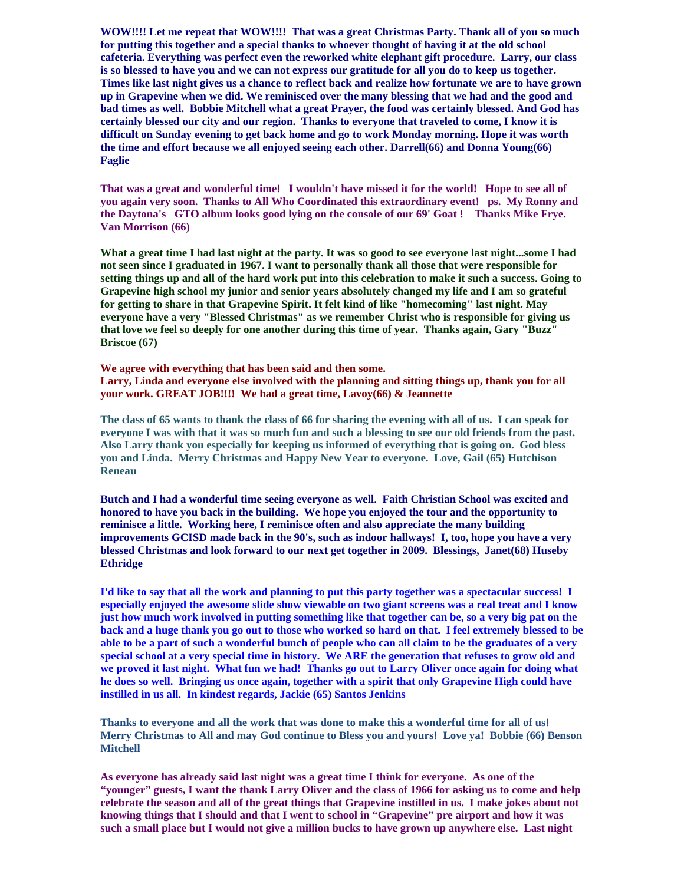**WOW!!!! Let me repeat that WOW!!!! That was a great Christmas Party. Thank all of you so much for putting this together and a special thanks to whoever thought of having it at the old school cafeteria. Everything was perfect even the reworked white elephant gift procedure. Larry, our class is so blessed to have you and we can not express our gratitude for all you do to keep us together. Times like last night gives us a chance to reflect back and realize how fortunate we are to have grown up in Grapevine when we did. We reminisced over the many blessing that we had and the good and bad times as well. Bobbie Mitchell what a great Prayer, the food was certainly blessed. And God has certainly blessed our city and our region. Thanks to everyone that traveled to come, I know it is difficult on Sunday evening to get back home and go to work Monday morning. Hope it was worth the time and effort because we all enjoyed seeing each other. Darrell(66) and Donna Young(66) Faglie**

**That was a great and wonderful time! I wouldn't have missed it for the world! Hope to see all of you again very soon. Thanks to All Who Coordinated this extraordinary event! ps. My Ronny and the Daytona's GTO album looks good lying on the console of our 69' Goat ! Thanks Mike Frye. Van Morrison (66)**

**What a great time I had last night at the party. It was so good to see everyone last night...some I had not seen since I graduated in 1967. I want to personally thank all those that were responsible for setting things up and all of the hard work put into this celebration to make it such a success. Going to Grapevine high school my junior and senior years absolutely changed my life and I am so grateful for getting to share in that Grapevine Spirit. It felt kind of like "homecoming" last night. May everyone have a very "Blessed Christmas" as we remember Christ who is responsible for giving us that love we feel so deeply for one another during this time of year. Thanks again, Gary "Buzz" Briscoe (67)**

**We agree with everything that has been said and then some.**
**Larry, Linda and everyone else involved with the planning and sitting things up, thank you for all your work. GREAT JOB!!!! We had a great time, Lavoy(66) & Jeannette**

**The class of 65 wants to thank the class of 66 for sharing the evening with all of us. I can speak for everyone I was with that it was so much fun and such a blessing to see our old friends from the past. Also Larry thank you especially for keeping us informed of everything that is going on. God bless you and Linda. Merry Christmas and Happy New Year to everyone. Love, Gail (65) Hutchison Reneau**

**Butch and I had a wonderful time seeing everyone as well. Faith Christian School was excited and honored to have you back in the building. We hope you enjoyed the tour and the opportunity to reminisce a little. Working here, I reminisce often and also appreciate the many building improvements GCISD made back in the 90's, such as indoor hallways! I, too, hope you have a very blessed Christmas and look forward to our next get together in 2009. Blessings, Janet(68) Huseby Ethridge**

**I'd like to say that all the work and planning to put this party together was a spectacular success! I especially enjoyed the awesome slide show viewable on two giant screens was a real treat and I know just how much work involved in putting something like that together can be, so a very big pat on the back and a huge thank you go out to those who worked so hard on that. I feel extremely blessed to be able to be a part of such a wonderful bunch of people who can all claim to be the graduates of a very special school at a very special time in history. We ARE the generation that refuses to grow old and we proved it last night. What fun we had! Thanks go out to Larry Oliver once again for doing what he does so well. Bringing us once again, together with a spirit that only Grapevine High could have instilled in us all. In kindest regards, Jackie (65) Santos Jenkins**

**Thanks to everyone and all the work that was done to make this a wonderful time for all of us! Merry Christmas to All and may God continue to Bless you and yours! Love ya! Bobbie (66) Benson Mitchell**

**As everyone has already said last night was a great time I think for everyone. As one of the "younger" guests, I want the thank Larry Oliver and the class of 1966 for asking us to come and help celebrate the season and all of the great things that Grapevine instilled in us. I make jokes about not knowing things that I should and that I went to school in "Grapevine" pre airport and how it was such a small place but I would not give a million bucks to have grown up anywhere else. Last night**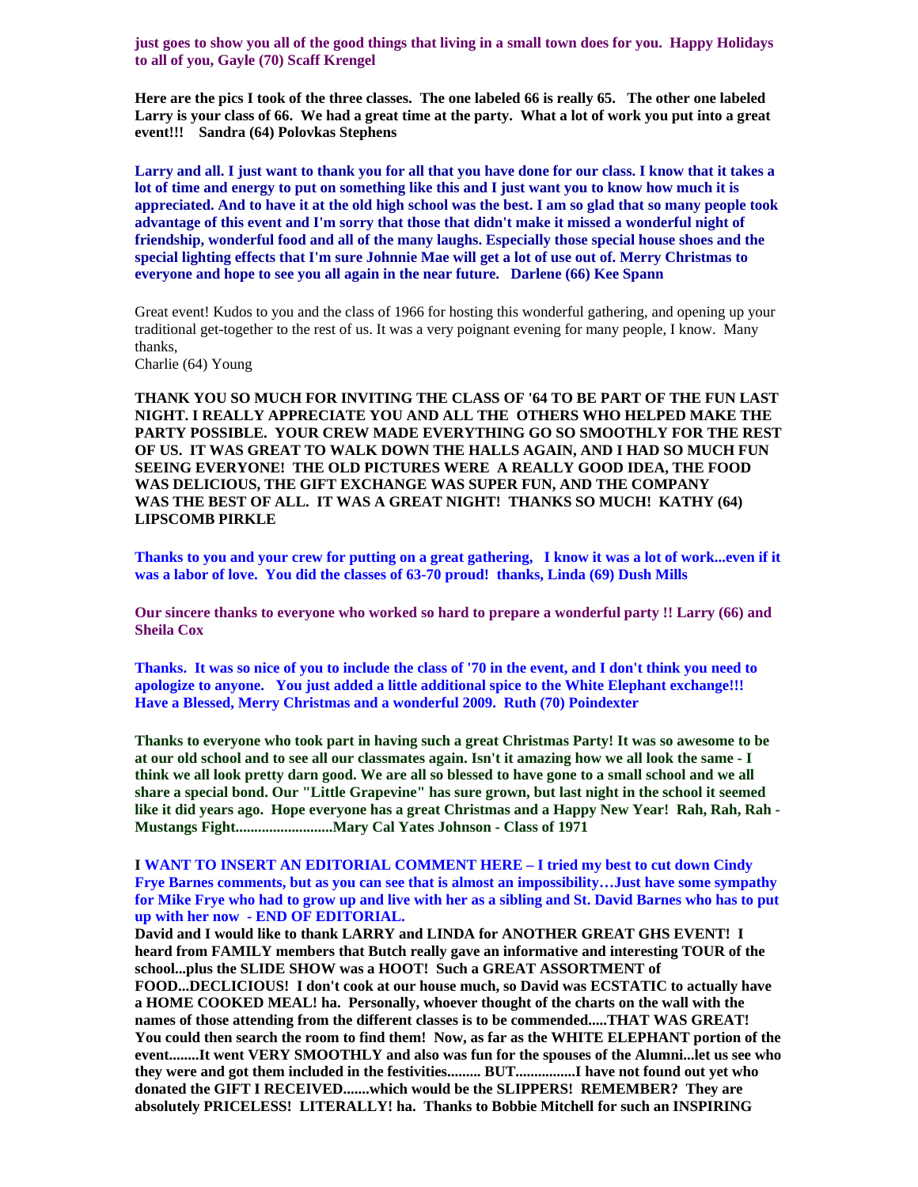**just goes to show you all of the good things that living in a small town does for you. Happy Holidays to all of you, Gayle (70) Scaff Krengel**

**Here are the pics I took of the three classes. The one labeled 66 is really 65. The other one labeled Larry is your class of 66. We had a great time at the party. What a lot of work you put into a great event!!! Sandra (64) Polovkas Stephens**

**Larry and all. I just want to thank you for all that you have done for our class. I know that it takes a lot of time and energy to put on something like this and I just want you to know how much it is appreciated. And to have it at the old high school was the best. I am so glad that so many people took advantage of this event and I'm sorry that those that didn't make it missed a wonderful night of friendship, wonderful food and all of the many laughs. Especially those special house shoes and the special lighting effects that I'm sure Johnnie Mae will get a lot of use out of. Merry Christmas to everyone and hope to see you all again in the near future. Darlene (66) Kee Spann**

Great event! Kudos to you and the class of 1966 for hosting this wonderful gathering, and opening up your traditional get-together to the rest of us. It was a very poignant evening for many people, I know. Many thanks,
Charlie (64) Young

**THANK YOU SO MUCH FOR INVITING THE CLASS OF '64 TO BE PART OF THE FUN LAST NIGHT. I REALLY APPRECIATE YOU AND ALL THE OTHERS WHO HELPED MAKE THE PARTY POSSIBLE. YOUR CREW MADE EVERYTHING GO SO SMOOTHLY FOR THE REST OF US. IT WAS GREAT TO WALK DOWN THE HALLS AGAIN, AND I HAD SO MUCH FUN SEEING EVERYONE! THE OLD PICTURES WERE A REALLY GOOD IDEA, THE FOOD WAS DELICIOUS, THE GIFT EXCHANGE WAS SUPER FUN, AND THE COMPANY WAS THE BEST OF ALL. IT WAS A GREAT NIGHT! THANKS SO MUCH! KATHY (64) LIPSCOMB PIRKLE**

**Thanks to you and your crew for putting on a great gathering, I know it was a lot of work...even if it was a labor of love. You did the classes of 63-70 proud! thanks, Linda (69) Dush Mills**

**Our sincere thanks to everyone who worked so hard to prepare a wonderful party !! Larry (66) and Sheila Cox**

**Thanks. It was so nice of you to include the class of '70 in the event, and I don't think you need to apologize to anyone. You just added a little additional spice to the White Elephant exchange!!! Have a Blessed, Merry Christmas and a wonderful 2009. Ruth (70) Poindexter**

**Thanks to everyone who took part in having such a great Christmas Party! It was so awesome to be at our old school and to see all our classmates again. Isn't it amazing how we all look the same - I think we all look pretty darn good. We are all so blessed to have gone to a small school and we all share a special bond. Our "Little Grapevine" has sure grown, but last night in the school it seemed like it did years ago. Hope everyone has a great Christmas and a Happy New Year! Rah, Rah, Rah - Mustangs Fight..........................Mary Cal Yates Johnson - Class of 1971**

**I WANT TO INSERT AN EDITORIAL COMMENT HERE – I tried my best to cut down Cindy Frye Barnes comments, but as you can see that is almost an impossibility…Just have some sympathy for Mike Frye who had to grow up and live with her as a sibling and St. David Barnes who has to put up with her now - END OF EDITORIAL.**

**David and I would like to thank LARRY and LINDA for ANOTHER GREAT GHS EVENT! I heard from FAMILY members that Butch really gave an informative and interesting TOUR of the school...plus the SLIDE SHOW was a HOOT! Such a GREAT ASSORTMENT of FOOD...DECLICIOUS! I don't cook at our house much, so David was ECSTATIC to actually have a HOME COOKED MEAL! ha. Personally, whoever thought of the charts on the wall with the names of those attending from the different classes is to be commended.....THAT WAS GREAT! You could then search the room to find them! Now, as far as the WHITE ELEPHANT portion of the event........It went VERY SMOOTHLY and also was fun for the spouses of the Alumni...let us see who they were and got them included in the festivities......... BUT................I have not found out yet who donated the GIFT I RECEIVED.......which would be the SLIPPERS! REMEMBER? They are absolutely PRICELESS! LITERALLY! ha. Thanks to Bobbie Mitchell for such an INSPIRING**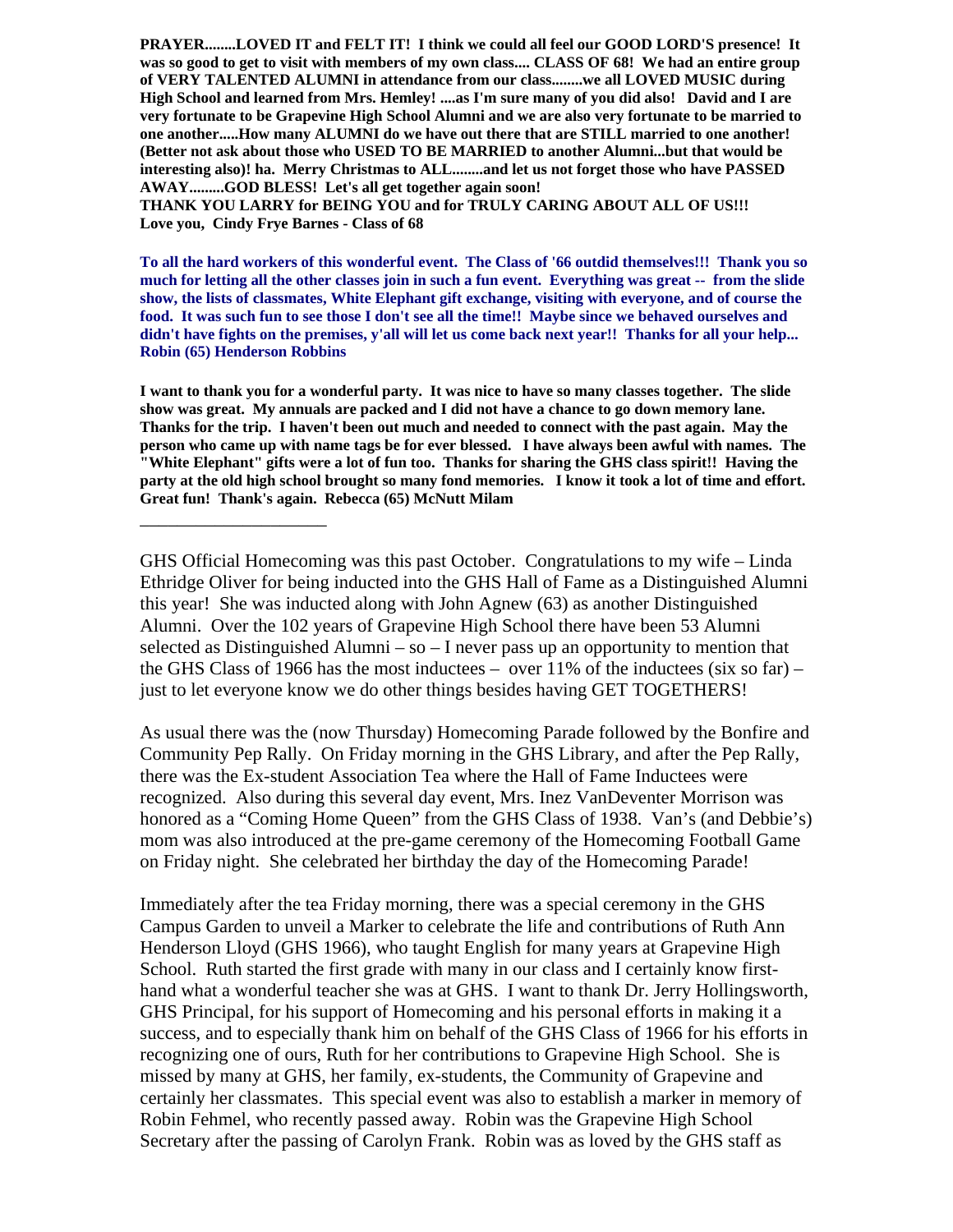**PRAYER........LOVED IT and FELT IT! I think we could all feel our GOOD LORD'S presence! It was so good to get to visit with members of my own class.... CLASS OF 68! We had an entire group of VERY TALENTED ALUMNI in attendance from our class........we all LOVED MUSIC during High School and learned from Mrs. Hemley! ....as I'm sure many of you did also! David and I are very fortunate to be Grapevine High School Alumni and we are also very fortunate to be married to one another.....How many ALUMNI do we have out there that are STILL married to one another! (Better not ask about those who USED TO BE MARRIED to another Alumni...but that would be interesting also)! ha. Merry Christmas to ALL........and let us not forget those who have PASSED AWAY.........GOD BLESS! Let's all get together again soon!**
**THANK YOU LARRY for BEING YOU and for TRULY CARING ABOUT ALL OF US!!!**
**Love you, Cindy Frye Barnes - Class of 68**

**To all the hard workers of this wonderful event. The Class of '66 outdid themselves!!! Thank you so much for letting all the other classes join in such a fun event. Everything was great -- from the slide show, the lists of classmates, White Elephant gift exchange, visiting with everyone, and of course the food. It was such fun to see those I don't see all the time!! Maybe since we behaved ourselves and didn't have fights on the premises, y'all will let us come back next year!! Thanks for all your help... Robin (65) Henderson Robbins**

**I want to thank you for a wonderful party. It was nice to have so many classes together. The slide show was great. My annuals are packed and I did not have a chance to go down memory lane. Thanks for the trip. I haven't been out much and needed to connect with the past again. May the person who came up with name tags be for ever blessed. I have always been awful with names. The "White Elephant" gifts were a lot of fun too. Thanks for sharing the GHS class spirit!! Having the party at the old high school brought so many fond memories. I know it took a lot of time and effort. Great fun! Thank's again. Rebecca (65) McNutt Milam**

______________________

GHS Official Homecoming was this past October. Congratulations to my wife – Linda Ethridge Oliver for being inducted into the GHS Hall of Fame as a Distinguished Alumni this year! She was inducted along with John Agnew (63) as another Distinguished Alumni. Over the 102 years of Grapevine High School there have been 53 Alumni selected as Distinguished Alumni – so – I never pass up an opportunity to mention that the GHS Class of 1966 has the most inductees – over 11% of the inductees (six so far) – just to let everyone know we do other things besides having GET TOGETHERS!

As usual there was the (now Thursday) Homecoming Parade followed by the Bonfire and Community Pep Rally. On Friday morning in the GHS Library, and after the Pep Rally, there was the Ex-student Association Tea where the Hall of Fame Inductees were recognized. Also during this several day event, Mrs. Inez VanDeventer Morrison was honored as a "Coming Home Queen" from the GHS Class of 1938. Van's (and Debbie's) mom was also introduced at the pre-game ceremony of the Homecoming Football Game on Friday night. She celebrated her birthday the day of the Homecoming Parade!

Immediately after the tea Friday morning, there was a special ceremony in the GHS Campus Garden to unveil a Marker to celebrate the life and contributions of Ruth Ann Henderson Lloyd (GHS 1966), who taught English for many years at Grapevine High School. Ruth started the first grade with many in our class and I certainly know first-hand what a wonderful teacher she was at GHS. I want to thank Dr. Jerry Hollingsworth, GHS Principal, for his support of Homecoming and his personal efforts in making it a success, and to especially thank him on behalf of the GHS Class of 1966 for his efforts in recognizing one of ours, Ruth for her contributions to Grapevine High School. She is missed by many at GHS, her family, ex-students, the Community of Grapevine and certainly her classmates. This special event was also to establish a marker in memory of Robin Fehmel, who recently passed away. Robin was the Grapevine High School Secretary after the passing of Carolyn Frank. Robin was as loved by the GHS staff as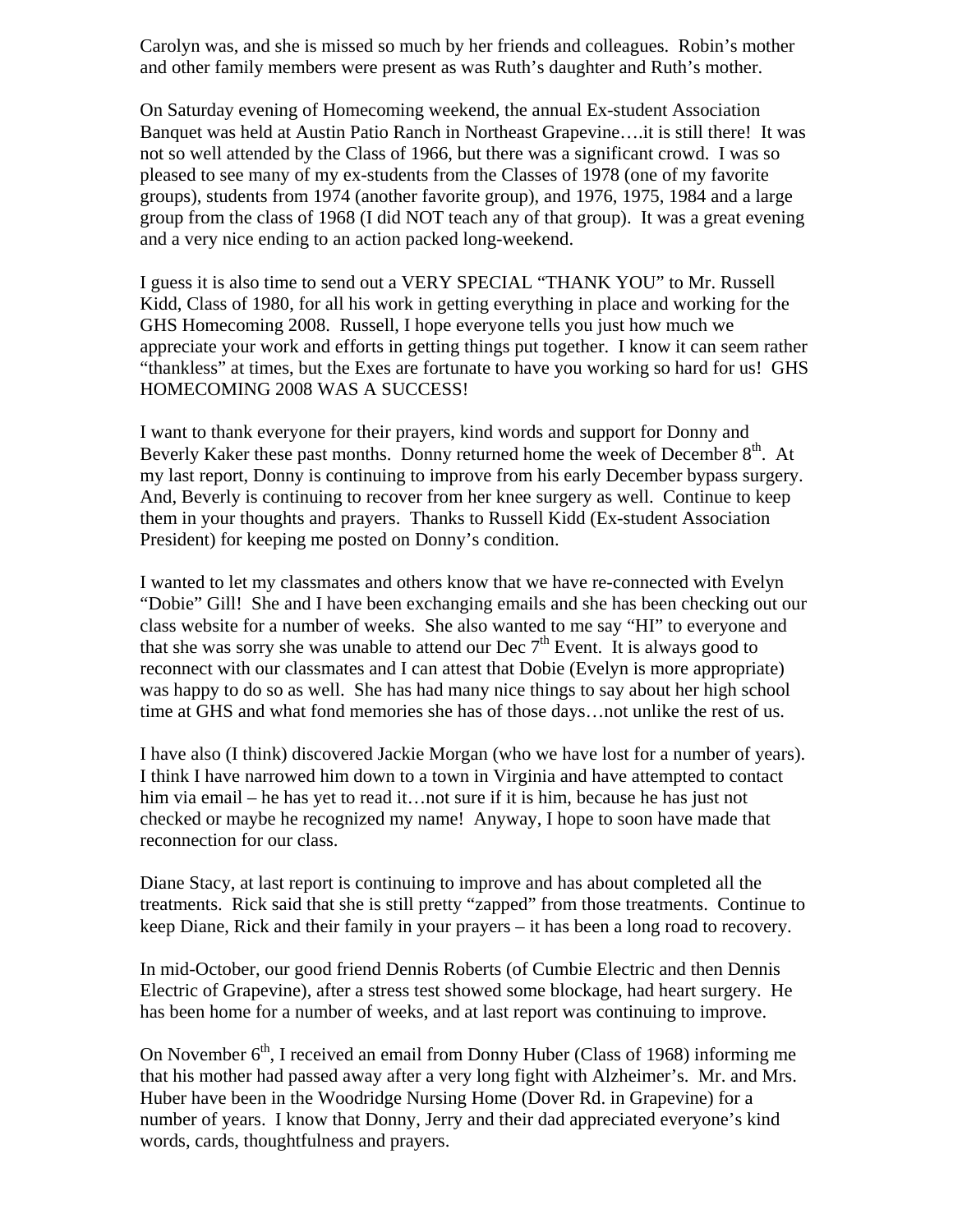Carolyn was, and she is missed so much by her friends and colleagues. Robin's mother and other family members were present as was Ruth's daughter and Ruth's mother.

On Saturday evening of Homecoming weekend, the annual Ex-student Association Banquet was held at Austin Patio Ranch in Northeast Grapevine….it is still there! It was not so well attended by the Class of 1966, but there was a significant crowd. I was so pleased to see many of my ex-students from the Classes of 1978 (one of my favorite groups), students from 1974 (another favorite group), and 1976, 1975, 1984 and a large group from the class of 1968 (I did NOT teach any of that group). It was a great evening and a very nice ending to an action packed long-weekend.

I guess it is also time to send out a VERY SPECIAL "THANK YOU" to Mr. Russell Kidd, Class of 1980, for all his work in getting everything in place and working for the GHS Homecoming 2008. Russell, I hope everyone tells you just how much we appreciate your work and efforts in getting things put together. I know it can seem rather "thankless" at times, but the Exes are fortunate to have you working so hard for us! GHS HOMECOMING 2008 WAS A SUCCESS!

I want to thank everyone for their prayers, kind words and support for Donny and Beverly Kaker these past months. Donny returned home the week of December 8th. At my last report, Donny is continuing to improve from his early December bypass surgery. And, Beverly is continuing to recover from her knee surgery as well. Continue to keep them in your thoughts and prayers. Thanks to Russell Kidd (Ex-student Association President) for keeping me posted on Donny's condition.

I wanted to let my classmates and others know that we have re-connected with Evelyn "Dobie" Gill! She and I have been exchanging emails and she has been checking out our class website for a number of weeks. She also wanted to me say "HI" to everyone and that she was sorry she was unable to attend our Dec 7th Event. It is always good to reconnect with our classmates and I can attest that Dobie (Evelyn is more appropriate) was happy to do so as well. She has had many nice things to say about her high school time at GHS and what fond memories she has of those days…not unlike the rest of us.

I have also (I think) discovered Jackie Morgan (who we have lost for a number of years). I think I have narrowed him down to a town in Virginia and have attempted to contact him via email – he has yet to read it…not sure if it is him, because he has just not checked or maybe he recognized my name! Anyway, I hope to soon have made that reconnection for our class.

Diane Stacy, at last report is continuing to improve and has about completed all the treatments. Rick said that she is still pretty "zapped" from those treatments. Continue to keep Diane, Rick and their family in your prayers – it has been a long road to recovery.

In mid-October, our good friend Dennis Roberts (of Cumbie Electric and then Dennis Electric of Grapevine), after a stress test showed some blockage, had heart surgery. He has been home for a number of weeks, and at last report was continuing to improve.

On November 6th, I received an email from Donny Huber (Class of 1968) informing me that his mother had passed away after a very long fight with Alzheimer's. Mr. and Mrs. Huber have been in the Woodridge Nursing Home (Dover Rd. in Grapevine) for a number of years. I know that Donny, Jerry and their dad appreciated everyone's kind words, cards, thoughtfulness and prayers.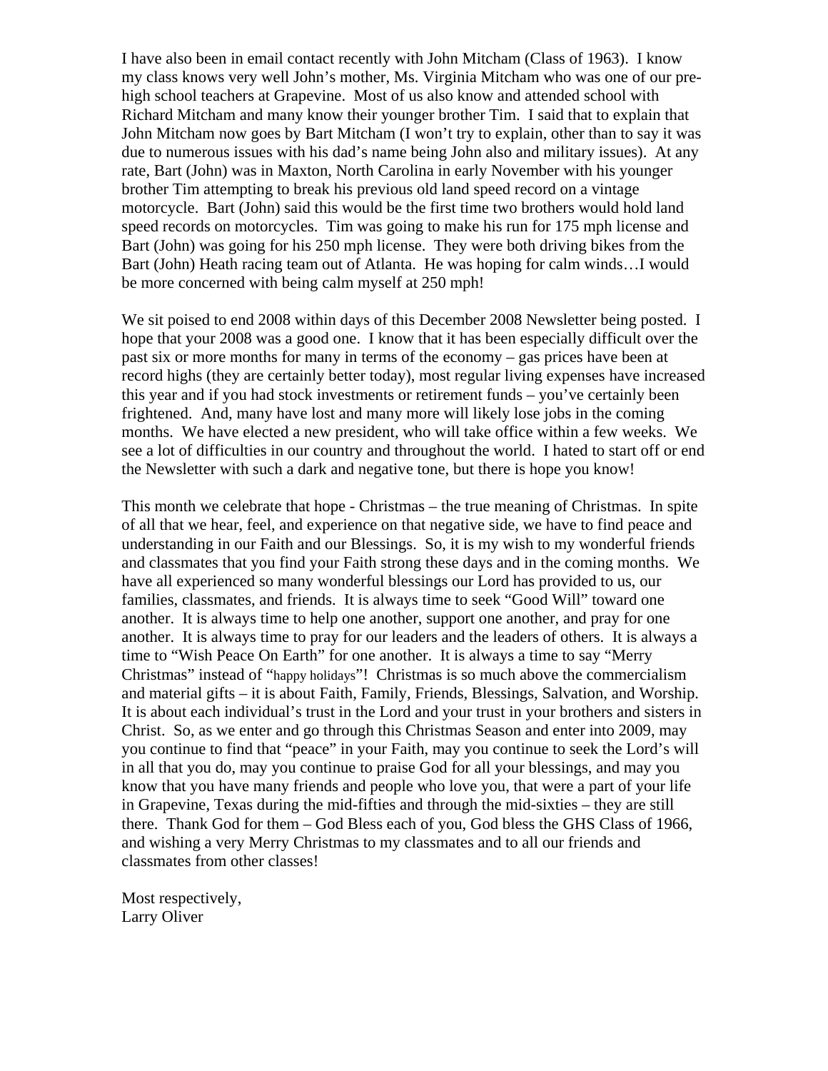I have also been in email contact recently with John Mitcham (Class of 1963). I know my class knows very well John's mother, Ms. Virginia Mitcham who was one of our pre-high school teachers at Grapevine. Most of us also know and attended school with Richard Mitcham and many know their younger brother Tim. I said that to explain that John Mitcham now goes by Bart Mitcham (I won't try to explain, other than to say it was due to numerous issues with his dad's name being John also and military issues). At any rate, Bart (John) was in Maxton, North Carolina in early November with his younger brother Tim attempting to break his previous old land speed record on a vintage motorcycle. Bart (John) said this would be the first time two brothers would hold land speed records on motorcycles. Tim was going to make his run for 175 mph license and Bart (John) was going for his 250 mph license. They were both driving bikes from the Bart (John) Heath racing team out of Atlanta. He was hoping for calm winds…I would be more concerned with being calm myself at 250 mph!

We sit poised to end 2008 within days of this December 2008 Newsletter being posted. I hope that your 2008 was a good one. I know that it has been especially difficult over the past six or more months for many in terms of the economy – gas prices have been at record highs (they are certainly better today), most regular living expenses have increased this year and if you had stock investments or retirement funds – you've certainly been frightened. And, many have lost and many more will likely lose jobs in the coming months. We have elected a new president, who will take office within a few weeks. We see a lot of difficulties in our country and throughout the world. I hated to start off or end the Newsletter with such a dark and negative tone, but there is hope you know!

This month we celebrate that hope - Christmas – the true meaning of Christmas. In spite of all that we hear, feel, and experience on that negative side, we have to find peace and understanding in our Faith and our Blessings. So, it is my wish to my wonderful friends and classmates that you find your Faith strong these days and in the coming months. We have all experienced so many wonderful blessings our Lord has provided to us, our families, classmates, and friends. It is always time to seek "Good Will" toward one another. It is always time to help one another, support one another, and pray for one another. It is always time to pray for our leaders and the leaders of others. It is always a time to "Wish Peace On Earth" for one another. It is always a time to say "Merry Christmas" instead of "happy holidays"! Christmas is so much above the commercialism and material gifts – it is about Faith, Family, Friends, Blessings, Salvation, and Worship. It is about each individual's trust in the Lord and your trust in your brothers and sisters in Christ. So, as we enter and go through this Christmas Season and enter into 2009, may you continue to find that "peace" in your Faith, may you continue to seek the Lord's will in all that you do, may you continue to praise God for all your blessings, and may you know that you have many friends and people who love you, that were a part of your life in Grapevine, Texas during the mid-fifties and through the mid-sixties – they are still there. Thank God for them – God Bless each of you, God bless the GHS Class of 1966, and wishing a very Merry Christmas to my classmates and to all our friends and classmates from other classes!

Most respectively,
Larry Oliver